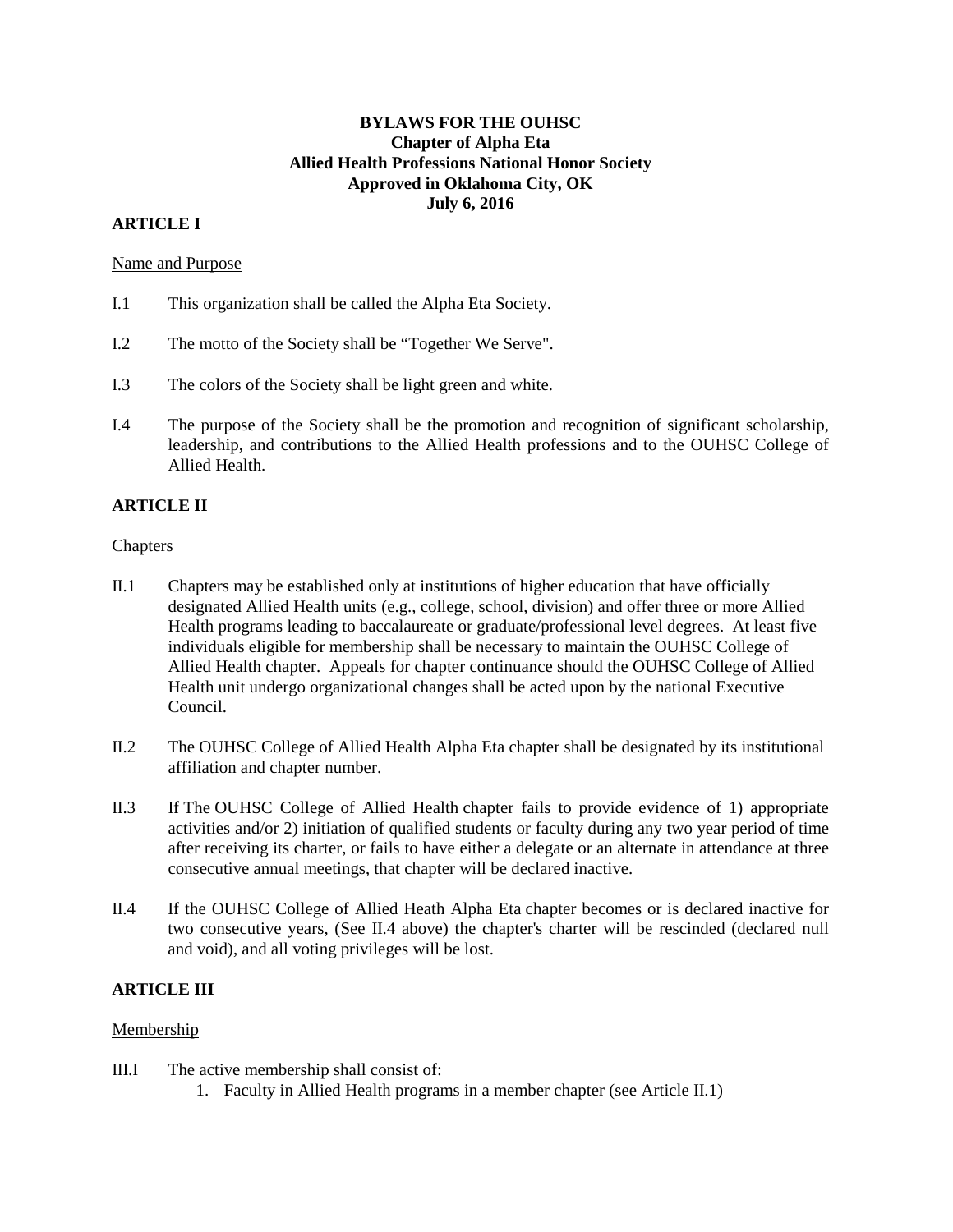**BYLAWS FOR THE OUHSC**
**Chapter of Alpha Eta**
**Allied Health Professions National Honor Society**
**Approved in Oklahoma City, OK**
**July 6, 2016**

## ARTICLE I

Name and Purpose

I.1 This organization shall be called the Alpha Eta Society.

I.2 The motto of the Society shall be "Together We Serve".

I.3 The colors of the Society shall be light green and white.

I.4 The purpose of the Society shall be the promotion and recognition of significant scholarship, leadership, and contributions to the Allied Health professions and to the OUHSC College of Allied Health.

## ARTICLE II

Chapters

II.1 Chapters may be established only at institutions of higher education that have officially designated Allied Health units (e.g., college, school, division) and offer three or more Allied Health programs leading to baccalaureate or graduate/professional level degrees. At least five individuals eligible for membership shall be necessary to maintain the OUHSC College of Allied Health chapter. Appeals for chapter continuance should the OUHSC College of Allied Health unit undergo organizational changes shall be acted upon by the national Executive Council.

II.2 The OUHSC College of Allied Health Alpha Eta chapter shall be designated by its institutional affiliation and chapter number.

II.3 If The OUHSC College of Allied Health chapter fails to provide evidence of 1) appropriate activities and/or 2) initiation of qualified students or faculty during any two year period of time after receiving its charter, or fails to have either a delegate or an alternate in attendance at three consecutive annual meetings, that chapter will be declared inactive.

II.4 If the OUHSC College of Allied Heath Alpha Eta chapter becomes or is declared inactive for two consecutive years, (See II.4 above) the chapter's charter will be rescinded (declared null and void), and all voting privileges will be lost.

## ARTICLE III

Membership

III.I The active membership shall consist of:

1. Faculty in Allied Health programs in a member chapter (see Article II.1)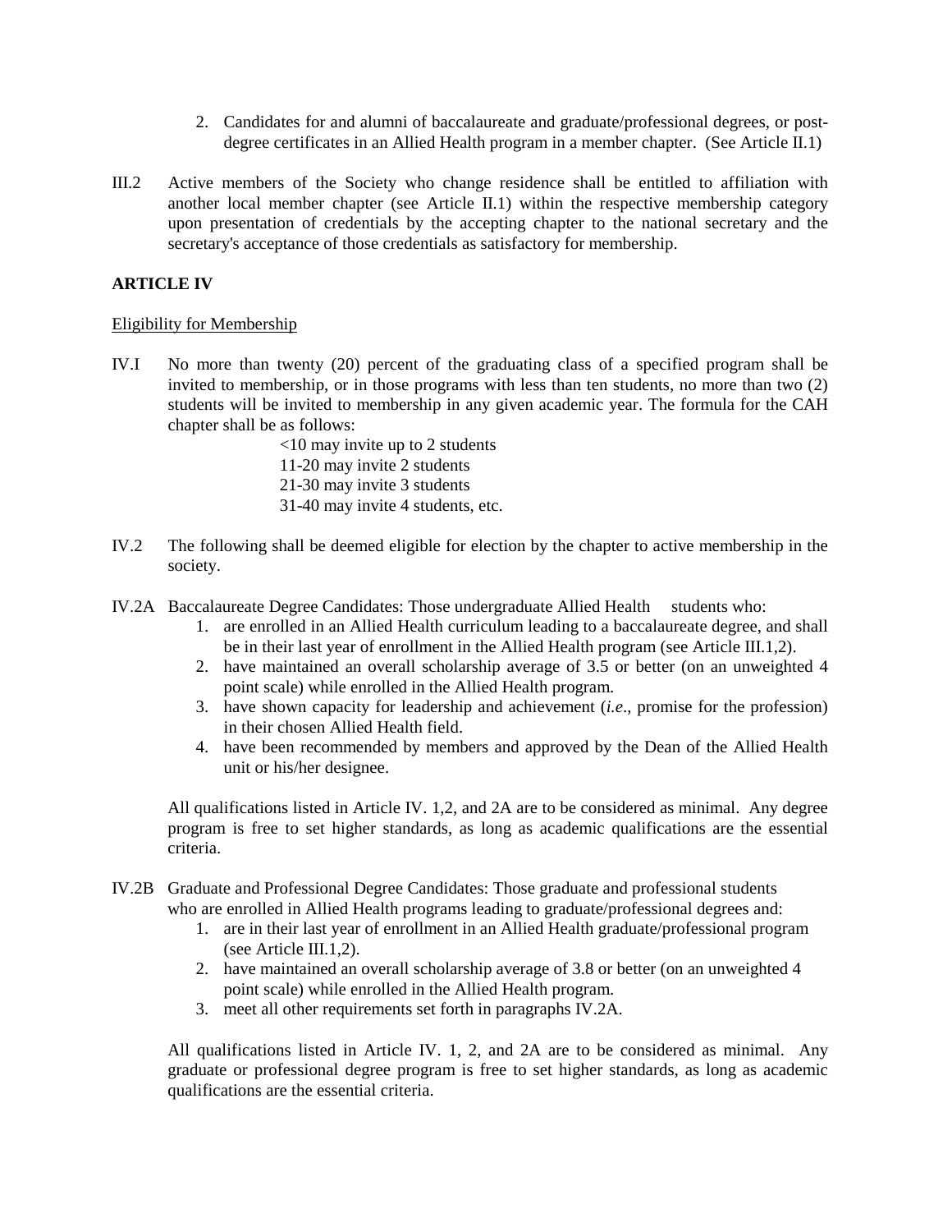2. Candidates for and alumni of baccalaureate and graduate/professional degrees, or post-degree certificates in an Allied Health program in a member chapter. (See Article II.1)

III.2 Active members of the Society who change residence shall be entitled to affiliation with another local member chapter (see Article II.1) within the respective membership category upon presentation of credentials by the accepting chapter to the national secretary and the secretary's acceptance of those credentials as satisfactory for membership.

**ARTICLE IV**

Eligibility for Membership

IV.I No more than twenty (20) percent of the graduating class of a specified program shall be invited to membership, or in those programs with less than ten students, no more than two (2) students will be invited to membership in any given academic year. The formula for the CAH chapter shall be as follows:

<10 may invite up to 2 students
11-20 may invite 2 students
21-30 may invite 3 students
31-40 may invite 4 students, etc.

IV.2 The following shall be deemed eligible for election by the chapter to active membership in the society.

IV.2A Baccalaureate Degree Candidates: Those undergraduate Allied Health students who:

1. are enrolled in an Allied Health curriculum leading to a baccalaureate degree, and shall be in their last year of enrollment in the Allied Health program (see Article III.1,2).
2. have maintained an overall scholarship average of 3.5 or better (on an unweighted 4 point scale) while enrolled in the Allied Health program.
3. have shown capacity for leadership and achievement (*i.e*., promise for the profession) in their chosen Allied Health field.
4. have been recommended by members and approved by the Dean of the Allied Health unit or his/her designee.

All qualifications listed in Article IV. 1,2, and 2A are to be considered as minimal. Any degree program is free to set higher standards, as long as academic qualifications are the essential criteria.

IV.2B Graduate and Professional Degree Candidates: Those graduate and professional students who are enrolled in Allied Health programs leading to graduate/professional degrees and:

1. are in their last year of enrollment in an Allied Health graduate/professional program (see Article III.1,2).
2. have maintained an overall scholarship average of 3.8 or better (on an unweighted 4 point scale) while enrolled in the Allied Health program.
3. meet all other requirements set forth in paragraphs IV.2A.

All qualifications listed in Article IV. 1, 2, and 2A are to be considered as minimal. Any graduate or professional degree program is free to set higher standards, as long as academic qualifications are the essential criteria.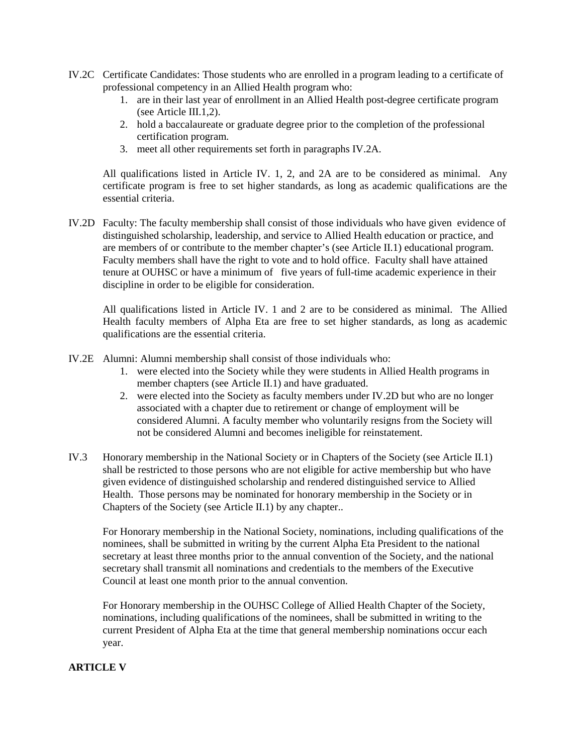IV.2C Certificate Candidates: Those students who are enrolled in a program leading to a certificate of professional competency in an Allied Health program who:

1. are in their last year of enrollment in an Allied Health post-degree certificate program (see Article III.1,2).
2. hold a baccalaureate or graduate degree prior to the completion of the professional certification program.
3. meet all other requirements set forth in paragraphs IV.2A.

All qualifications listed in Article IV. 1, 2, and 2A are to be considered as minimal. Any certificate program is free to set higher standards, as long as academic qualifications are the essential criteria.

IV.2D Faculty: The faculty membership shall consist of those individuals who have given evidence of distinguished scholarship, leadership, and service to Allied Health education or practice, and are members of or contribute to the member chapter's (see Article II.1) educational program. Faculty members shall have the right to vote and to hold office. Faculty shall have attained tenure at OUHSC or have a minimum of five years of full-time academic experience in their discipline in order to be eligible for consideration.

All qualifications listed in Article IV. 1 and 2 are to be considered as minimal. The Allied Health faculty members of Alpha Eta are free to set higher standards, as long as academic qualifications are the essential criteria.

IV.2E Alumni: Alumni membership shall consist of those individuals who:

1. were elected into the Society while they were students in Allied Health programs in member chapters (see Article II.1) and have graduated.
2. were elected into the Society as faculty members under IV.2D but who are no longer associated with a chapter due to retirement or change of employment will be considered Alumni. A faculty member who voluntarily resigns from the Society will not be considered Alumni and becomes ineligible for reinstatement.

IV.3 Honorary membership in the National Society or in Chapters of the Society (see Article II.1) shall be restricted to those persons who are not eligible for active membership but who have given evidence of distinguished scholarship and rendered distinguished service to Allied Health. Those persons may be nominated for honorary membership in the Society or in Chapters of the Society (see Article II.1) by any chapter..

For Honorary membership in the National Society, nominations, including qualifications of the nominees, shall be submitted in writing by the current Alpha Eta President to the national secretary at least three months prior to the annual convention of the Society, and the national secretary shall transmit all nominations and credentials to the members of the Executive Council at least one month prior to the annual convention.

For Honorary membership in the OUHSC College of Allied Health Chapter of the Society, nominations, including qualifications of the nominees, shall be submitted in writing to the current President of Alpha Eta at the time that general membership nominations occur each year.

**ARTICLE V**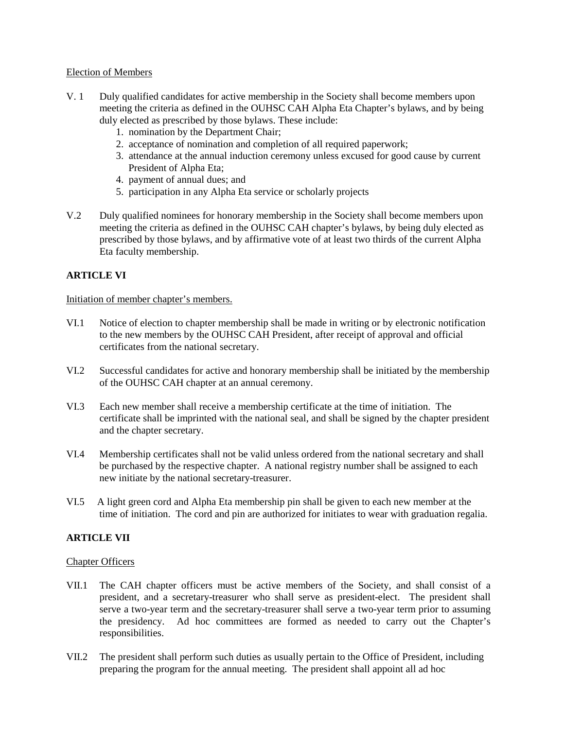Election of Members

V. 1 Duly qualified candidates for active membership in the Society shall become members upon meeting the criteria as defined in the OUHSC CAH Alpha Eta Chapter's bylaws, and by being duly elected as prescribed by those bylaws. These include:

1. nomination by the Department Chair;
2. acceptance of nomination and completion of all required paperwork;
3. attendance at the annual induction ceremony unless excused for good cause by current President of Alpha Eta;
4. payment of annual dues; and
5. participation in any Alpha Eta service or scholarly projects

V.2 Duly qualified nominees for honorary membership in the Society shall become members upon meeting the criteria as defined in the OUHSC CAH chapter's bylaws, by being duly elected as prescribed by those bylaws, and by affirmative vote of at least two thirds of the current Alpha Eta faculty membership.

**ARTICLE VI**

Initiation of member chapter's members.

VI.1 Notice of election to chapter membership shall be made in writing or by electronic notification to the new members by the OUHSC CAH President, after receipt of approval and official certificates from the national secretary.

VI.2 Successful candidates for active and honorary membership shall be initiated by the membership of the OUHSC CAH chapter at an annual ceremony.

VI.3 Each new member shall receive a membership certificate at the time of initiation. The certificate shall be imprinted with the national seal, and shall be signed by the chapter president and the chapter secretary.

VI.4 Membership certificates shall not be valid unless ordered from the national secretary and shall be purchased by the respective chapter. A national registry number shall be assigned to each new initiate by the national secretary-treasurer.

VI.5 A light green cord and Alpha Eta membership pin shall be given to each new member at the time of initiation. The cord and pin are authorized for initiates to wear with graduation regalia.

**ARTICLE VII**

Chapter Officers

VII.1 The CAH chapter officers must be active members of the Society, and shall consist of a president, and a secretary-treasurer who shall serve as president-elect. The president shall serve a two-year term and the secretary-treasurer shall serve a two-year term prior to assuming the presidency. Ad hoc committees are formed as needed to carry out the Chapter's responsibilities.

VII.2 The president shall perform such duties as usually pertain to the Office of President, including preparing the program for the annual meeting. The president shall appoint all ad hoc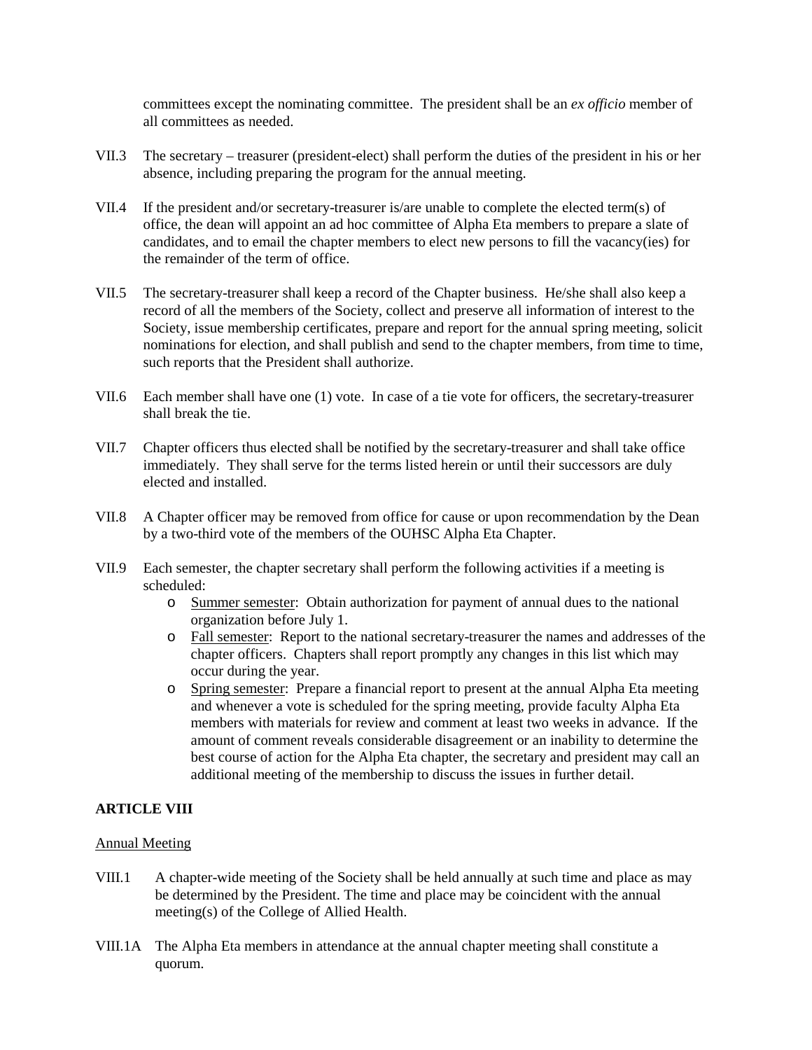committees except the nominating committee. The president shall be an *ex officio* member of all committees as needed.

VII.3 The secretary – treasurer (president-elect) shall perform the duties of the president in his or her absence, including preparing the program for the annual meeting.

VII.4 If the president and/or secretary-treasurer is/are unable to complete the elected term(s) of office, the dean will appoint an ad hoc committee of Alpha Eta members to prepare a slate of candidates, and to email the chapter members to elect new persons to fill the vacancy(ies) for the remainder of the term of office.

VII.5 The secretary-treasurer shall keep a record of the Chapter business. He/she shall also keep a record of all the members of the Society, collect and preserve all information of interest to the Society, issue membership certificates, prepare and report for the annual spring meeting, solicit nominations for election, and shall publish and send to the chapter members, from time to time, such reports that the President shall authorize.

VII.6 Each member shall have one (1) vote. In case of a tie vote for officers, the secretary-treasurer shall break the tie.

VII.7 Chapter officers thus elected shall be notified by the secretary-treasurer and shall take office immediately. They shall serve for the terms listed herein or until their successors are duly elected and installed.

VII.8 A Chapter officer may be removed from office for cause or upon recommendation by the Dean by a two-third vote of the members of the OUHSC Alpha Eta Chapter.

VII.9 Each semester, the chapter secretary shall perform the following activities if a meeting is scheduled:

- Summer semester: Obtain authorization for payment of annual dues to the national organization before July 1.
- Fall semester: Report to the national secretary-treasurer the names and addresses of the chapter officers. Chapters shall report promptly any changes in this list which may occur during the year.
- Spring semester: Prepare a financial report to present at the annual Alpha Eta meeting and whenever a vote is scheduled for the spring meeting, provide faculty Alpha Eta members with materials for review and comment at least two weeks in advance. If the amount of comment reveals considerable disagreement or an inability to determine the best course of action for the Alpha Eta chapter, the secretary and president may call an additional meeting of the membership to discuss the issues in further detail.

## ARTICLE VIII

Annual Meeting

VIII.1 A chapter-wide meeting of the Society shall be held annually at such time and place as may be determined by the President. The time and place may be coincident with the annual meeting(s) of the College of Allied Health.

VIII.1A The Alpha Eta members in attendance at the annual chapter meeting shall constitute a quorum.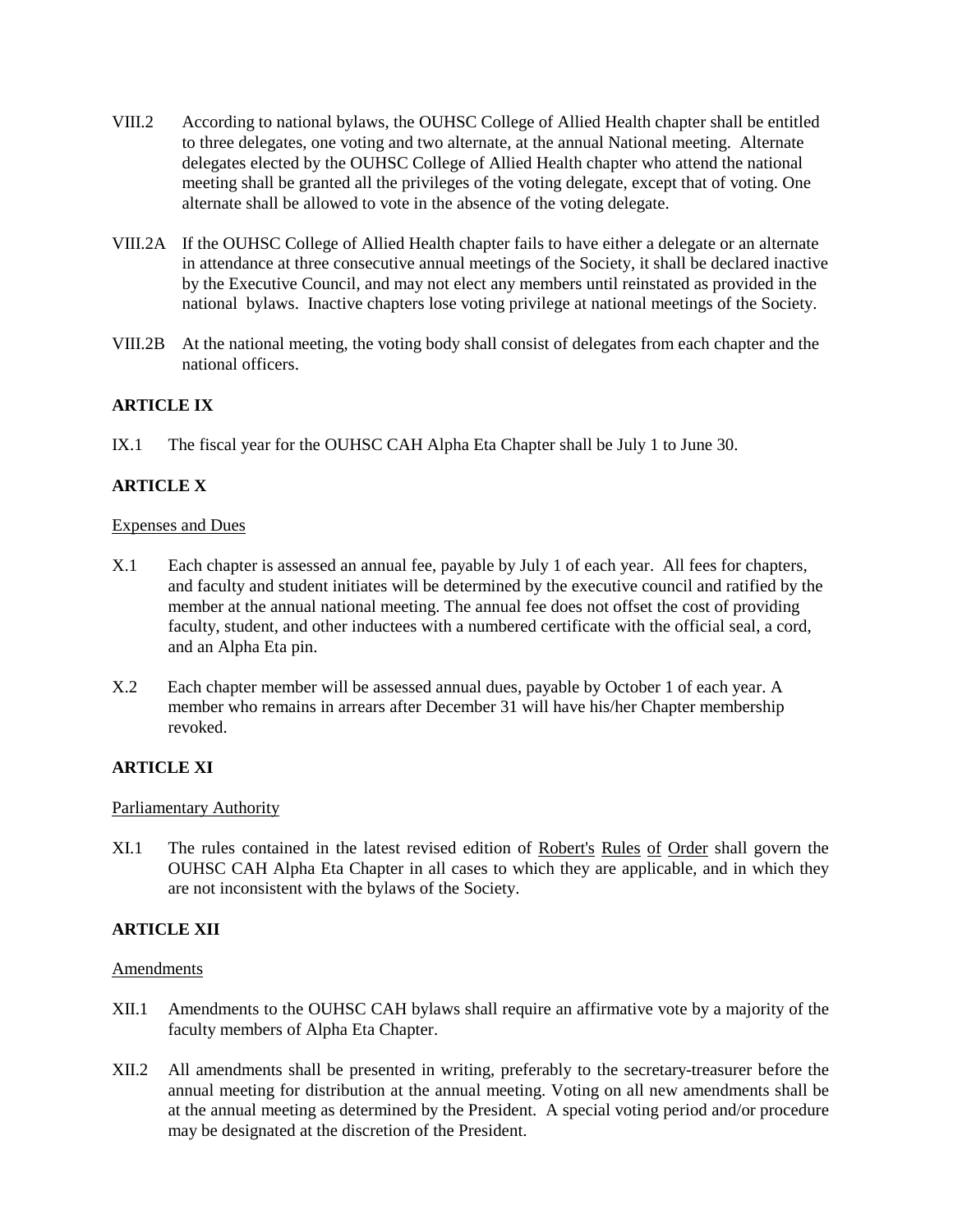VIII.2 According to national bylaws, the OUHSC College of Allied Health chapter shall be entitled to three delegates, one voting and two alternate, at the annual National meeting. Alternate delegates elected by the OUHSC College of Allied Health chapter who attend the national meeting shall be granted all the privileges of the voting delegate, except that of voting. One alternate shall be allowed to vote in the absence of the voting delegate.

VIII.2A If the OUHSC College of Allied Health chapter fails to have either a delegate or an alternate in attendance at three consecutive annual meetings of the Society, it shall be declared inactive by the Executive Council, and may not elect any members until reinstated as provided in the national bylaws. Inactive chapters lose voting privilege at national meetings of the Society.

VIII.2B At the national meeting, the voting body shall consist of delegates from each chapter and the national officers.

**ARTICLE IX**

IX.1 The fiscal year for the OUHSC CAH Alpha Eta Chapter shall be July 1 to June 30.

**ARTICLE X**

Expenses and Dues

X.1 Each chapter is assessed an annual fee, payable by July 1 of each year. All fees for chapters, and faculty and student initiates will be determined by the executive council and ratified by the member at the annual national meeting. The annual fee does not offset the cost of providing faculty, student, and other inductees with a numbered certificate with the official seal, a cord, and an Alpha Eta pin.

X.2 Each chapter member will be assessed annual dues, payable by October 1 of each year. A member who remains in arrears after December 31 will have his/her Chapter membership revoked.

**ARTICLE XI**

Parliamentary Authority

XI.1 The rules contained in the latest revised edition of Robert's Rules of Order shall govern the OUHSC CAH Alpha Eta Chapter in all cases to which they are applicable, and in which they are not inconsistent with the bylaws of the Society.

**ARTICLE XII**

Amendments

XII.1 Amendments to the OUHSC CAH bylaws shall require an affirmative vote by a majority of the faculty members of Alpha Eta Chapter.

XII.2 All amendments shall be presented in writing, preferably to the secretary-treasurer before the annual meeting for distribution at the annual meeting. Voting on all new amendments shall be at the annual meeting as determined by the President. A special voting period and/or procedure may be designated at the discretion of the President.